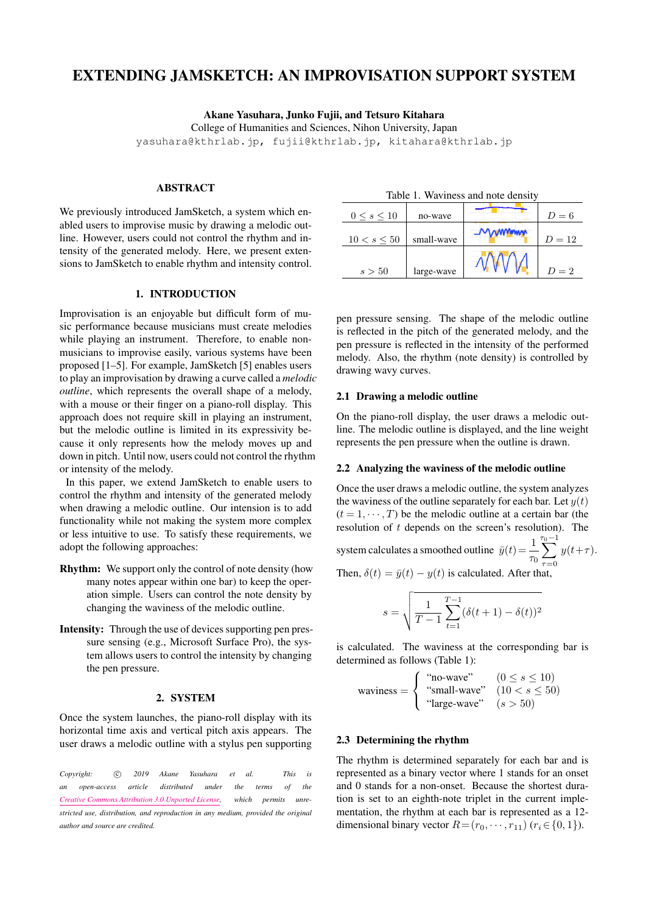# EXTENDING JAMSKETCH: AN IMPROVISATION SUPPORT SYSTEM

**Akane Yasuhara, Junko Fujii, and Tetsuro Kitahara**
College of Humanities and Sciences, Nihon University, Japan
yasuhara@kthrlab.jp, fujii@kthrlab.jp, kitahara@kthrlab.jp

## ABSTRACT

We previously introduced JamSketch, a system which enabled users to improvise music by drawing a melodic outline. However, users could not control the rhythm and intensity of the generated melody. Here, we present extensions to JamSketch to enable rhythm and intensity control.

## 1. INTRODUCTION

Improvisation is an enjoyable but difficult form of music performance because musicians must create melodies while playing an instrument. Therefore, to enable non-musicians to improvise easily, various systems have been proposed [1–5]. For example, JamSketch [5] enables users to play an improvisation by drawing a curve called a *melodic outline*, which represents the overall shape of a melody, with a mouse or their finger on a piano-roll display. This approach does not require skill in playing an instrument, but the melodic outline is limited in its expressivity because it only represents how the melody moves up and down in pitch. Until now, users could not control the rhythm or intensity of the melody.

In this paper, we extend JamSketch to enable users to control the rhythm and intensity of the generated melody when drawing a melodic outline. Our intension is to add functionality while not making the system more complex or less intuitive to use. To satisfy these requirements, we adopt the following approaches:

**Rhythm:** We support only the control of note density (how many notes appear within one bar) to keep the operation simple. Users can control the note density by changing the waviness of the melodic outline.

**Intensity:** Through the use of devices supporting pen pressure sensing (e.g., Microsoft Surface Pro), the system allows users to control the intensity by changing the pen pressure.

## 2. SYSTEM

Once the system launches, the piano-roll display with its horizontal time axis and vertical pitch axis appears. The user draws a melodic outline with a stylus pen supporting pen pressure sensing. The shape of the melodic outline is reflected in the pitch of the generated melody, and the pen pressure is reflected in the intensity of the performed melody. Also, the rhythm (note density) is controlled by drawing wavy curves.

Table 1. Waviness and note density

| | | | |
|---|---|---|---|
| $0 \leq s \leq 10$ | no-wave | | $D = 6$ |
| $10 < s \leq 50$ | small-wave | | $D = 12$ |
| $s > 50$ | large-wave | | $D = 2$ |

### 2.1 Drawing a melodic outline

On the piano-roll display, the user draws a melodic outline. The melodic outline is displayed, and the line weight represents the pen pressure when the outline is drawn.

### 2.2 Analyzing the waviness of the melodic outline

Once the user draws a melodic outline, the system analyzes the waviness of the outline separately for each bar. Let $y(t)$ ($t = 1, \cdots, T$) be the melodic outline at a certain bar (the resolution of $t$ depends on the screen's resolution). The system calculates a smoothed outline $\bar{y}(t) = \frac{1}{\tau_0} \sum_{\tau=0}^{\tau_0 - 1} y(t+\tau)$. Then, $\delta(t) = \bar{y}(t) - y(t)$ is calculated. After that,

$$s = \sqrt{\frac{1}{T-1} \sum_{t=1}^{T-1} (\delta(t+1) - \delta(t))^2}$$

is calculated. The waviness at the corresponding bar is determined as follows (Table 1):

$$\text{waviness} = \begin{cases} \text{"no-wave"} & (0 \leq s \leq 10) \\ \text{"small-wave"} & (10 < s \leq 50) \\ \text{"large-wave"} & (s > 50) \end{cases}$$

### 2.3 Determining the rhythm

The rhythm is determined separately for each bar and is represented as a binary vector where 1 stands for an onset and 0 stands for a non-onset. Because the shortest duration is set to an eighth-note triplet in the current implementation, the rhythm at each bar is represented as a 12-dimensional binary vector $R = (r_0, \cdots, r_{11})$ ($r_i \in \{0, 1\}$).

*Copyright: © 2019 Akane Yasuhara et al. This is an open-access article distributed under the terms of the Creative Commons Attribution 3.0 Unported License, which permits unrestricted use, distribution, and reproduction in any medium, provided the original author and source are credited.*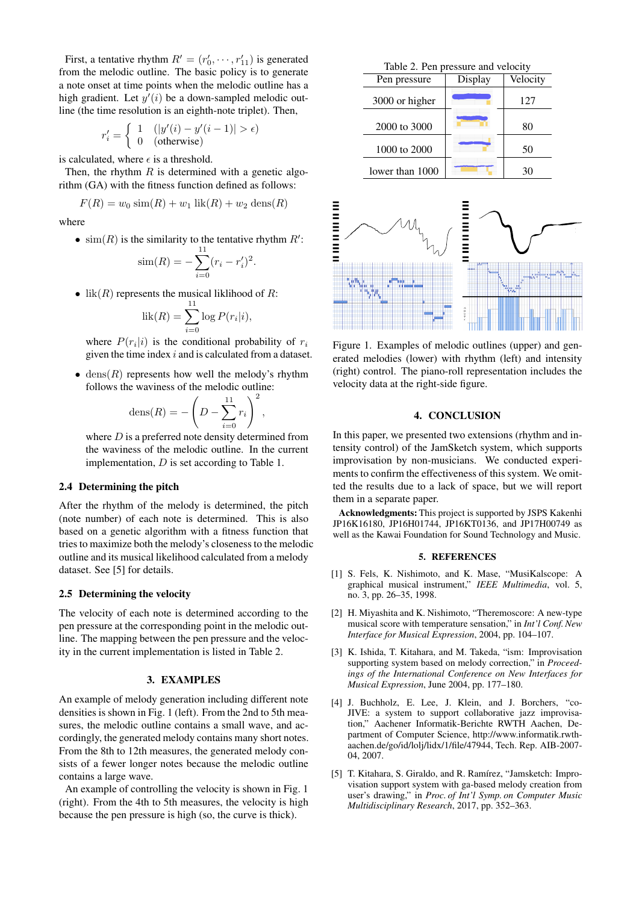First, a tentative rhythm $R' = (r'_0, \cdots, r'_{11})$ is generated from the melodic outline. The basic policy is to generate a note onset at time points when the melodic outline has a high gradient. Let $y'(i)$ be a down-sampled melodic outline (the time resolution is an eighth-note triplet). Then,

$$r'_i = \begin{cases} 1 & (|y'(i) - y'(i-1)| > \epsilon) \\ 0 & \text{(otherwise)} \end{cases}$$

is calculated, where $\epsilon$ is a threshold.

Then, the rhythm $R$ is determined with a genetic algorithm (GA) with the fitness function defined as follows:

$$F(R) = w_0 \,\mathrm{sim}(R) + w_1 \,\mathrm{lik}(R) + w_2 \,\mathrm{dens}(R)$$

where

- $\mathrm{sim}(R)$ is the similarity to the tentative rhythm $R'$:
$$\mathrm{sim}(R) = -\sum_{i=0}^{11}(r_i - r'_i)^2.$$
- $\mathrm{lik}(R)$ represents the musical liklihood of $R$:
$$\mathrm{lik}(R) = \sum_{i=0}^{11} \log P(r_i|i),$$
where $P(r_i|i)$ is the conditional probability of $r_i$ given the time index $i$ and is calculated from a dataset.
- $\mathrm{dens}(R)$ represents how well the melody's rhythm follows the waviness of the melodic outline:
$$\mathrm{dens}(R) = -\left(D - \sum_{i=0}^{11} r_i\right)^2,$$
where $D$ is a preferred note density determined from the waviness of the melodic outline. In the current implementation, $D$ is set according to Table 1.

### 2.4 Determining the pitch

After the rhythm of the melody is determined, the pitch (note number) of each note is determined. This is also based on a genetic algorithm with a fitness function that tries to maximize both the melody's closeness to the melodic outline and its musical likelihood calculated from a melody dataset. See [5] for details.

### 2.5 Determining the velocity

The velocity of each note is determined according to the pen pressure at the corresponding point in the melodic outline. The mapping between the pen pressure and the velocity in the current implementation is listed in Table 2.

## 3. EXAMPLES

An example of melody generation including different note densities is shown in Fig. 1 (left). From the 2nd to 5th measures, the melodic outline contains a small wave, and accordingly, the generated melody contains many short notes. From the 8th to 12th measures, the generated melody consists of a fewer longer notes because the melodic outline contains a large wave.

An example of controlling the velocity is shown in Fig. 1 (right). From the 4th to 5th measures, the velocity is high because the pen pressure is high (so, the curve is thick).

Table 2. Pen pressure and velocity

| Pen pressure | Display | Velocity |
|---|---|---|
| 3000 or higher | | 127 |
| 2000 to 3000 | | 80 |
| 1000 to 2000 | | 50 |
| lower than 1000 | | 30 |

Figure 1. Examples of melodic outlines (upper) and generated melodies (lower) with rhythm (left) and intensity (right) control. The piano-roll representation includes the velocity data at the right-side figure.

## 4. CONCLUSION

In this paper, we presented two extensions (rhythm and intensity control) of the JamSketch system, which supports improvisation by non-musicians. We conducted experiments to confirm the effectiveness of this system. We omitted the results due to a lack of space, but we will report them in a separate paper.

**Acknowledgments:** This project is supported by JSPS Kakenhi JP16K16180, JP16H01744, JP16KT0136, and JP17H00749 as well as the Kawai Foundation for Sound Technology and Music.

## 5. REFERENCES

[1] S. Fels, K. Nishimoto, and K. Mase, "MusiKalscope: A graphical musical instrument," *IEEE Multimedia*, vol. 5, no. 3, pp. 26–35, 1998.

[2] H. Miyashita and K. Nishimoto, "Theremoscore: A new-type musical score with temperature sensation," in *Int'l Conf. New Interface for Musical Expression*, 2004, pp. 104–107.

[3] K. Ishida, T. Kitahara, and M. Takeda, "ism: Improvisation supporting system based on melody correction," in *Proceedings of the International Conference on New Interfaces for Musical Expression*, June 2004, pp. 177–180.

[4] J. Buchholz, E. Lee, J. Klein, and J. Borchers, "coJIVE: a system to support collaborative jazz improvisation," Aachener Informatik-Berichte RWTH Aachen, Department of Computer Science, http://www.informatik.rwth-aachen.de/go/id/lolj/lidx/1/file/47944, Tech. Rep. AIB-2007-04, 2007.

[5] T. Kitahara, S. Giraldo, and R. Ramírez, "Jamsketch: Improvisation support system with ga-based melody creation from user's drawing," in *Proc. of Int'l Symp. on Computer Music Multidisciplinary Research*, 2017, pp. 352–363.